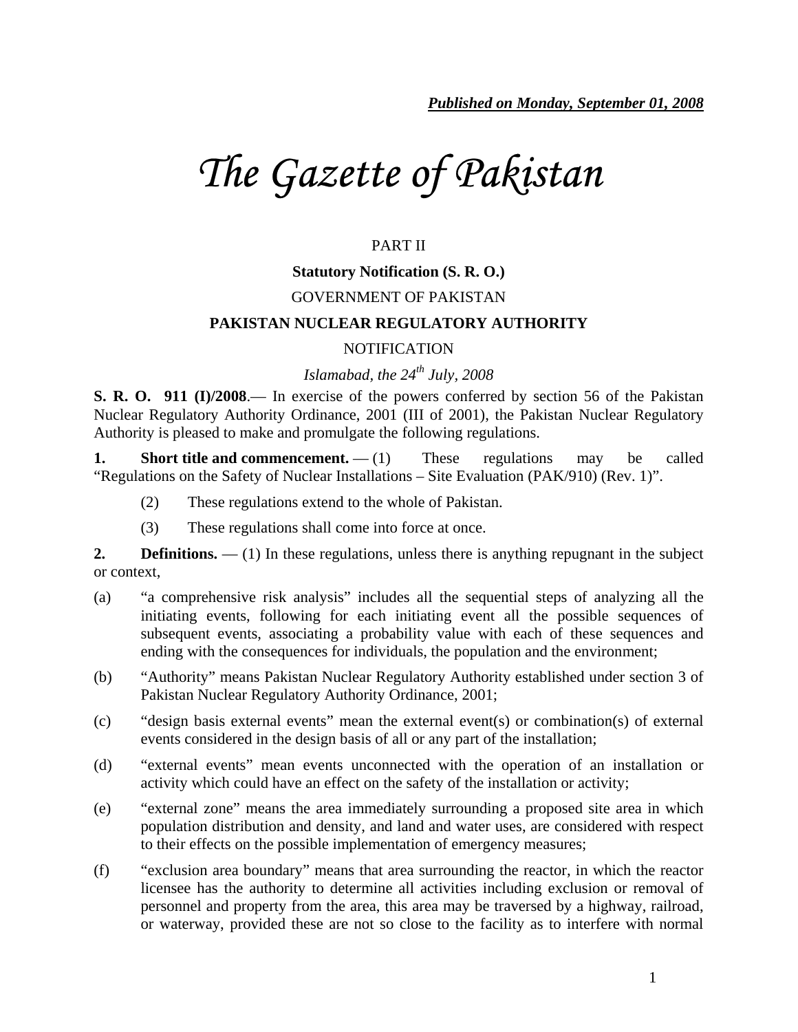***Published on Monday, September 01, 2008***

# *The Gazette of Pakistan*

PART II

**Statutory Notification (S. R. O.)**

GOVERNMENT OF PAKISTAN

**PAKISTAN NUCLEAR REGULATORY AUTHORITY**

NOTIFICATION

*Islamabad, the 24th July, 2008*

**S. R. O. 911 (I)/2008**.— In exercise of the powers conferred by section 56 of the Pakistan Nuclear Regulatory Authority Ordinance, 2001 (III of 2001), the Pakistan Nuclear Regulatory Authority is pleased to make and promulgate the following regulations.

**1. Short title and commencement.** — (1) These regulations may be called "Regulations on the Safety of Nuclear Installations – Site Evaluation (PAK/910) (Rev. 1)".

(2) These regulations extend to the whole of Pakistan.

(3) These regulations shall come into force at once.

**2. Definitions.** — (1) In these regulations, unless there is anything repugnant in the subject or context,

(a) "a comprehensive risk analysis" includes all the sequential steps of analyzing all the initiating events, following for each initiating event all the possible sequences of subsequent events, associating a probability value with each of these sequences and ending with the consequences for individuals, the population and the environment;

(b) "Authority" means Pakistan Nuclear Regulatory Authority established under section 3 of Pakistan Nuclear Regulatory Authority Ordinance, 2001;

(c) "design basis external events" mean the external event(s) or combination(s) of external events considered in the design basis of all or any part of the installation;

(d) "external events" mean events unconnected with the operation of an installation or activity which could have an effect on the safety of the installation or activity;

(e) "external zone" means the area immediately surrounding a proposed site area in which population distribution and density, and land and water uses, are considered with respect to their effects on the possible implementation of emergency measures;

(f) "exclusion area boundary" means that area surrounding the reactor, in which the reactor licensee has the authority to determine all activities including exclusion or removal of personnel and property from the area, this area may be traversed by a highway, railroad, or waterway, provided these are not so close to the facility as to interfere with normal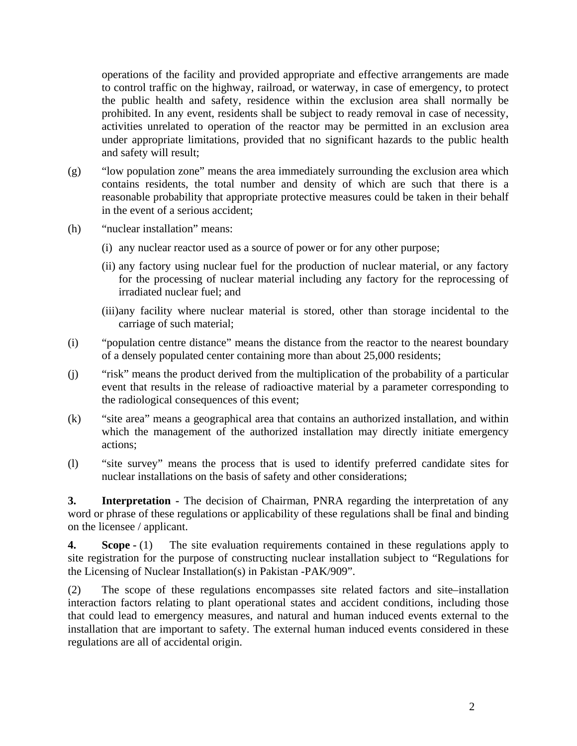operations of the facility and provided appropriate and effective arrangements are made to control traffic on the highway, railroad, or waterway, in case of emergency, to protect the public health and safety, residence within the exclusion area shall normally be prohibited. In any event, residents shall be subject to ready removal in case of necessity, activities unrelated to operation of the reactor may be permitted in an exclusion area under appropriate limitations, provided that no significant hazards to the public health and safety will result;

(g) "low population zone" means the area immediately surrounding the exclusion area which contains residents, the total number and density of which are such that there is a reasonable probability that appropriate protective measures could be taken in their behalf in the event of a serious accident;

(h) "nuclear installation" means:

(i) any nuclear reactor used as a source of power or for any other purpose;

(ii) any factory using nuclear fuel for the production of nuclear material, or any factory for the processing of nuclear material including any factory for the reprocessing of irradiated nuclear fuel; and

(iii) any facility where nuclear material is stored, other than storage incidental to the carriage of such material;

(i) "population centre distance" means the distance from the reactor to the nearest boundary of a densely populated center containing more than about 25,000 residents;

(j) "risk" means the product derived from the multiplication of the probability of a particular event that results in the release of radioactive material by a parameter corresponding to the radiological consequences of this event;

(k) "site area" means a geographical area that contains an authorized installation, and within which the management of the authorized installation may directly initiate emergency actions;

(l) "site survey" means the process that is used to identify preferred candidate sites for nuclear installations on the basis of safety and other considerations;

**3. Interpretation -** The decision of Chairman, PNRA regarding the interpretation of any word or phrase of these regulations or applicability of these regulations shall be final and binding on the licensee / applicant.

**4. Scope -** (1) The site evaluation requirements contained in these regulations apply to site registration for the purpose of constructing nuclear installation subject to "Regulations for the Licensing of Nuclear Installation(s) in Pakistan -PAK/909".

(2) The scope of these regulations encompasses site related factors and site–installation interaction factors relating to plant operational states and accident conditions, including those that could lead to emergency measures, and natural and human induced events external to the installation that are important to safety. The external human induced events considered in these regulations are all of accidental origin.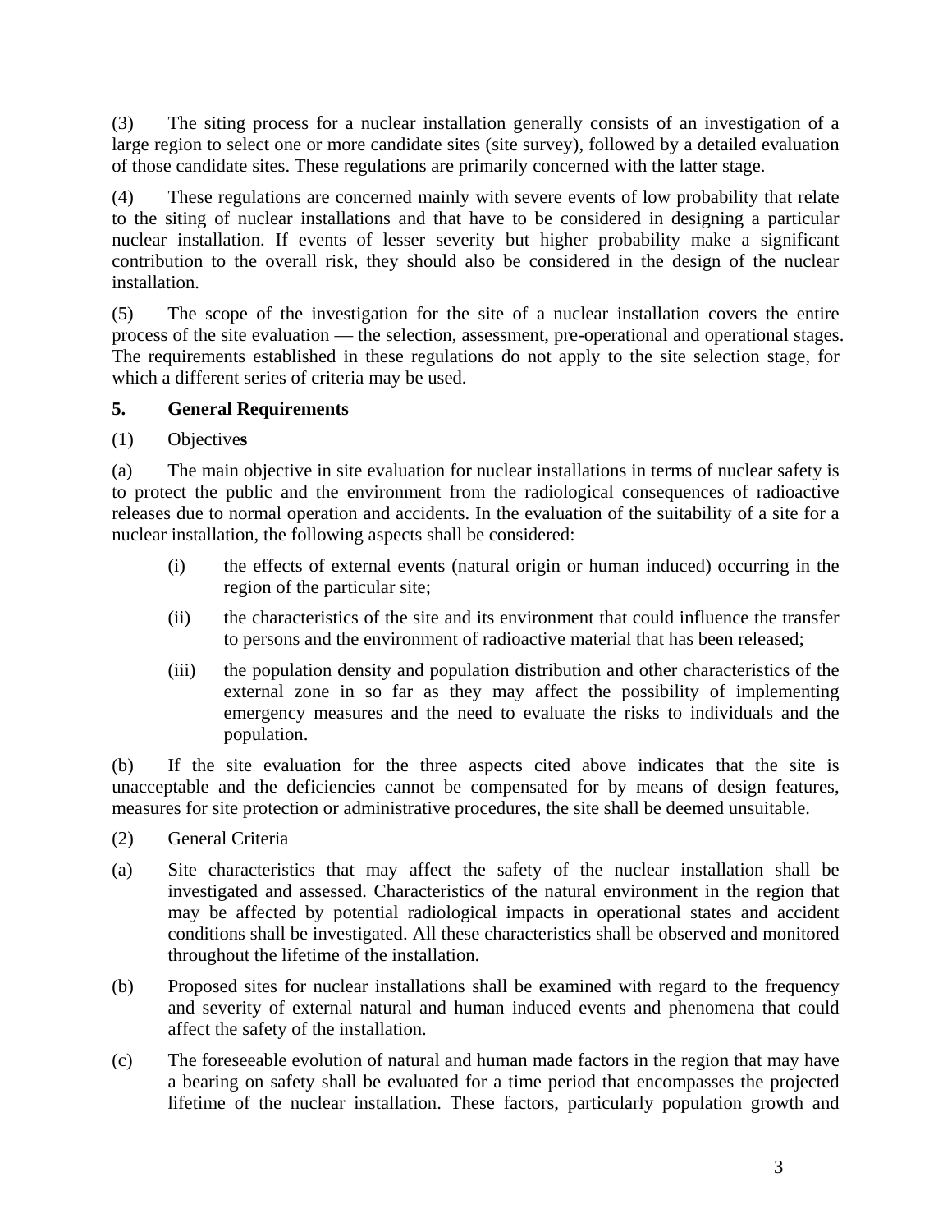(3) The siting process for a nuclear installation generally consists of an investigation of a large region to select one or more candidate sites (site survey), followed by a detailed evaluation of those candidate sites. These regulations are primarily concerned with the latter stage.

(4) These regulations are concerned mainly with severe events of low probability that relate to the siting of nuclear installations and that have to be considered in designing a particular nuclear installation. If events of lesser severity but higher probability make a significant contribution to the overall risk, they should also be considered in the design of the nuclear installation.

(5) The scope of the investigation for the site of a nuclear installation covers the entire process of the site evaluation — the selection, assessment, pre-operational and operational stages. The requirements established in these regulations do not apply to the site selection stage, for which a different series of criteria may be used.

## 5. General Requirements

(1) Objective**s**

(a) The main objective in site evaluation for nuclear installations in terms of nuclear safety is to protect the public and the environment from the radiological consequences of radioactive releases due to normal operation and accidents. In the evaluation of the suitability of a site for a nuclear installation, the following aspects shall be considered:

- (i) the effects of external events (natural origin or human induced) occurring in the region of the particular site;
- (ii) the characteristics of the site and its environment that could influence the transfer to persons and the environment of radioactive material that has been released;
- (iii) the population density and population distribution and other characteristics of the external zone in so far as they may affect the possibility of implementing emergency measures and the need to evaluate the risks to individuals and the population.

(b) If the site evaluation for the three aspects cited above indicates that the site is unacceptable and the deficiencies cannot be compensated for by means of design features, measures for site protection or administrative procedures, the site shall be deemed unsuitable.

(2) General Criteria

(a) Site characteristics that may affect the safety of the nuclear installation shall be investigated and assessed. Characteristics of the natural environment in the region that may be affected by potential radiological impacts in operational states and accident conditions shall be investigated. All these characteristics shall be observed and monitored throughout the lifetime of the installation.

(b) Proposed sites for nuclear installations shall be examined with regard to the frequency and severity of external natural and human induced events and phenomena that could affect the safety of the installation.

(c) The foreseeable evolution of natural and human made factors in the region that may have a bearing on safety shall be evaluated for a time period that encompasses the projected lifetime of the nuclear installation. These factors, particularly population growth and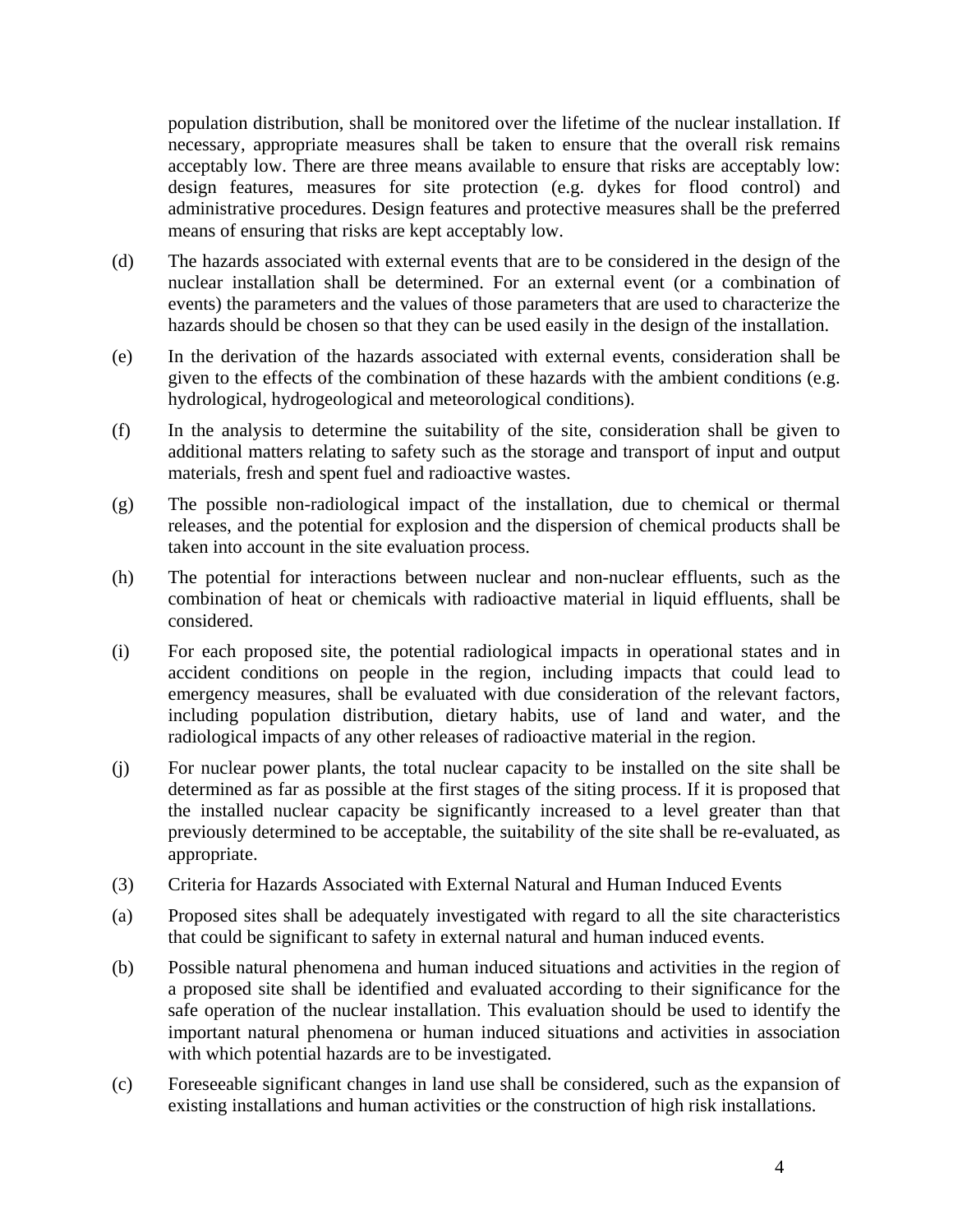population distribution, shall be monitored over the lifetime of the nuclear installation. If necessary, appropriate measures shall be taken to ensure that the overall risk remains acceptably low. There are three means available to ensure that risks are acceptably low: design features, measures for site protection (e.g. dykes for flood control) and administrative procedures. Design features and protective measures shall be the preferred means of ensuring that risks are kept acceptably low.

(d) The hazards associated with external events that are to be considered in the design of the nuclear installation shall be determined. For an external event (or a combination of events) the parameters and the values of those parameters that are used to characterize the hazards should be chosen so that they can be used easily in the design of the installation.

(e) In the derivation of the hazards associated with external events, consideration shall be given to the effects of the combination of these hazards with the ambient conditions (e.g. hydrological, hydrogeological and meteorological conditions).

(f) In the analysis to determine the suitability of the site, consideration shall be given to additional matters relating to safety such as the storage and transport of input and output materials, fresh and spent fuel and radioactive wastes.

(g) The possible non-radiological impact of the installation, due to chemical or thermal releases, and the potential for explosion and the dispersion of chemical products shall be taken into account in the site evaluation process.

(h) The potential for interactions between nuclear and non-nuclear effluents, such as the combination of heat or chemicals with radioactive material in liquid effluents, shall be considered.

(i) For each proposed site, the potential radiological impacts in operational states and in accident conditions on people in the region, including impacts that could lead to emergency measures, shall be evaluated with due consideration of the relevant factors, including population distribution, dietary habits, use of land and water, and the radiological impacts of any other releases of radioactive material in the region.

(j) For nuclear power plants, the total nuclear capacity to be installed on the site shall be determined as far as possible at the first stages of the siting process. If it is proposed that the installed nuclear capacity be significantly increased to a level greater than that previously determined to be acceptable, the suitability of the site shall be re-evaluated, as appropriate.

(3) Criteria for Hazards Associated with External Natural and Human Induced Events

(a) Proposed sites shall be adequately investigated with regard to all the site characteristics that could be significant to safety in external natural and human induced events.

(b) Possible natural phenomena and human induced situations and activities in the region of a proposed site shall be identified and evaluated according to their significance for the safe operation of the nuclear installation. This evaluation should be used to identify the important natural phenomena or human induced situations and activities in association with which potential hazards are to be investigated.

(c) Foreseeable significant changes in land use shall be considered, such as the expansion of existing installations and human activities or the construction of high risk installations.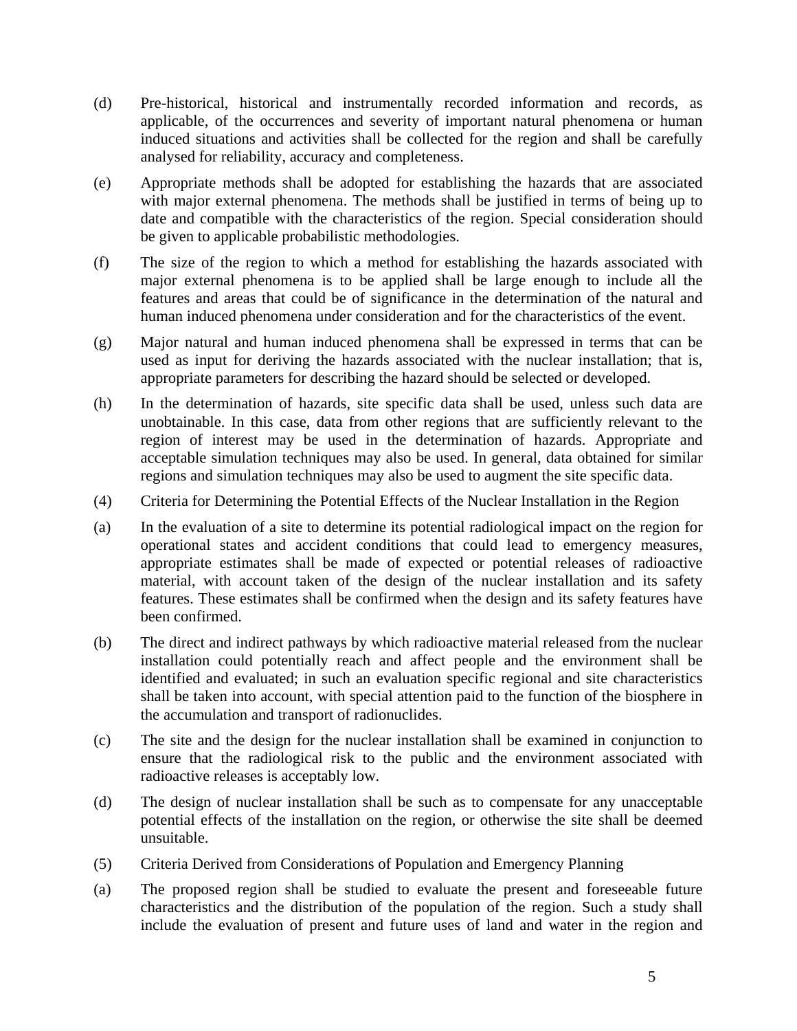(d) Pre-historical, historical and instrumentally recorded information and records, as applicable, of the occurrences and severity of important natural phenomena or human induced situations and activities shall be collected for the region and shall be carefully analysed for reliability, accuracy and completeness.

(e) Appropriate methods shall be adopted for establishing the hazards that are associated with major external phenomena. The methods shall be justified in terms of being up to date and compatible with the characteristics of the region. Special consideration should be given to applicable probabilistic methodologies.

(f) The size of the region to which a method for establishing the hazards associated with major external phenomena is to be applied shall be large enough to include all the features and areas that could be of significance in the determination of the natural and human induced phenomena under consideration and for the characteristics of the event.

(g) Major natural and human induced phenomena shall be expressed in terms that can be used as input for deriving the hazards associated with the nuclear installation; that is, appropriate parameters for describing the hazard should be selected or developed.

(h) In the determination of hazards, site specific data shall be used, unless such data are unobtainable. In this case, data from other regions that are sufficiently relevant to the region of interest may be used in the determination of hazards. Appropriate and acceptable simulation techniques may also be used. In general, data obtained for similar regions and simulation techniques may also be used to augment the site specific data.

(4) Criteria for Determining the Potential Effects of the Nuclear Installation in the Region

(a) In the evaluation of a site to determine its potential radiological impact on the region for operational states and accident conditions that could lead to emergency measures, appropriate estimates shall be made of expected or potential releases of radioactive material, with account taken of the design of the nuclear installation and its safety features. These estimates shall be confirmed when the design and its safety features have been confirmed.

(b) The direct and indirect pathways by which radioactive material released from the nuclear installation could potentially reach and affect people and the environment shall be identified and evaluated; in such an evaluation specific regional and site characteristics shall be taken into account, with special attention paid to the function of the biosphere in the accumulation and transport of radionuclides.

(c) The site and the design for the nuclear installation shall be examined in conjunction to ensure that the radiological risk to the public and the environment associated with radioactive releases is acceptably low.

(d) The design of nuclear installation shall be such as to compensate for any unacceptable potential effects of the installation on the region, or otherwise the site shall be deemed unsuitable.

(5) Criteria Derived from Considerations of Population and Emergency Planning

(a) The proposed region shall be studied to evaluate the present and foreseeable future characteristics and the distribution of the population of the region. Such a study shall include the evaluation of present and future uses of land and water in the region and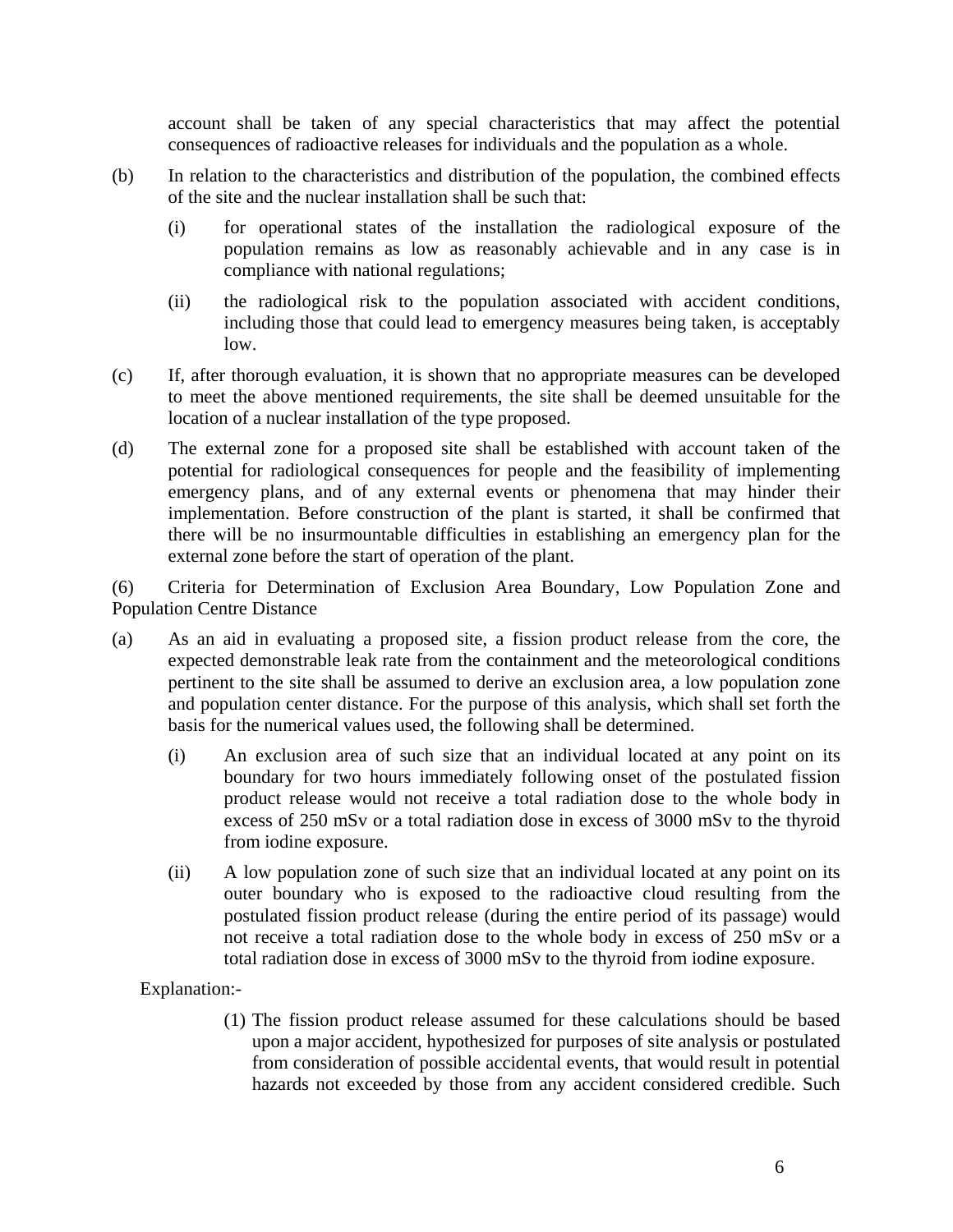account shall be taken of any special characteristics that may affect the potential consequences of radioactive releases for individuals and the population as a whole.

(b) In relation to the characteristics and distribution of the population, the combined effects of the site and the nuclear installation shall be such that:

   (i) for operational states of the installation the radiological exposure of the population remains as low as reasonably achievable and in any case is in compliance with national regulations;

   (ii) the radiological risk to the population associated with accident conditions, including those that could lead to emergency measures being taken, is acceptably low.

(c) If, after thorough evaluation, it is shown that no appropriate measures can be developed to meet the above mentioned requirements, the site shall be deemed unsuitable for the location of a nuclear installation of the type proposed.

(d) The external zone for a proposed site shall be established with account taken of the potential for radiological consequences for people and the feasibility of implementing emergency plans, and of any external events or phenomena that may hinder their implementation. Before construction of the plant is started, it shall be confirmed that there will be no insurmountable difficulties in establishing an emergency plan for the external zone before the start of operation of the plant.

(6) Criteria for Determination of Exclusion Area Boundary, Low Population Zone and Population Centre Distance

(a) As an aid in evaluating a proposed site, a fission product release from the core, the expected demonstrable leak rate from the containment and the meteorological conditions pertinent to the site shall be assumed to derive an exclusion area, a low population zone and population center distance. For the purpose of this analysis, which shall set forth the basis for the numerical values used, the following shall be determined.

   (i) An exclusion area of such size that an individual located at any point on its boundary for two hours immediately following onset of the postulated fission product release would not receive a total radiation dose to the whole body in excess of 250 mSv or a total radiation dose in excess of 3000 mSv to the thyroid from iodine exposure.

   (ii) A low population zone of such size that an individual located at any point on its outer boundary who is exposed to the radioactive cloud resulting from the postulated fission product release (during the entire period of its passage) would not receive a total radiation dose to the whole body in excess of 250 mSv or a total radiation dose in excess of 3000 mSv to the thyroid from iodine exposure.

Explanation:-

(1) The fission product release assumed for these calculations should be based upon a major accident, hypothesized for purposes of site analysis or postulated from consideration of possible accidental events, that would result in potential hazards not exceeded by those from any accident considered credible. Such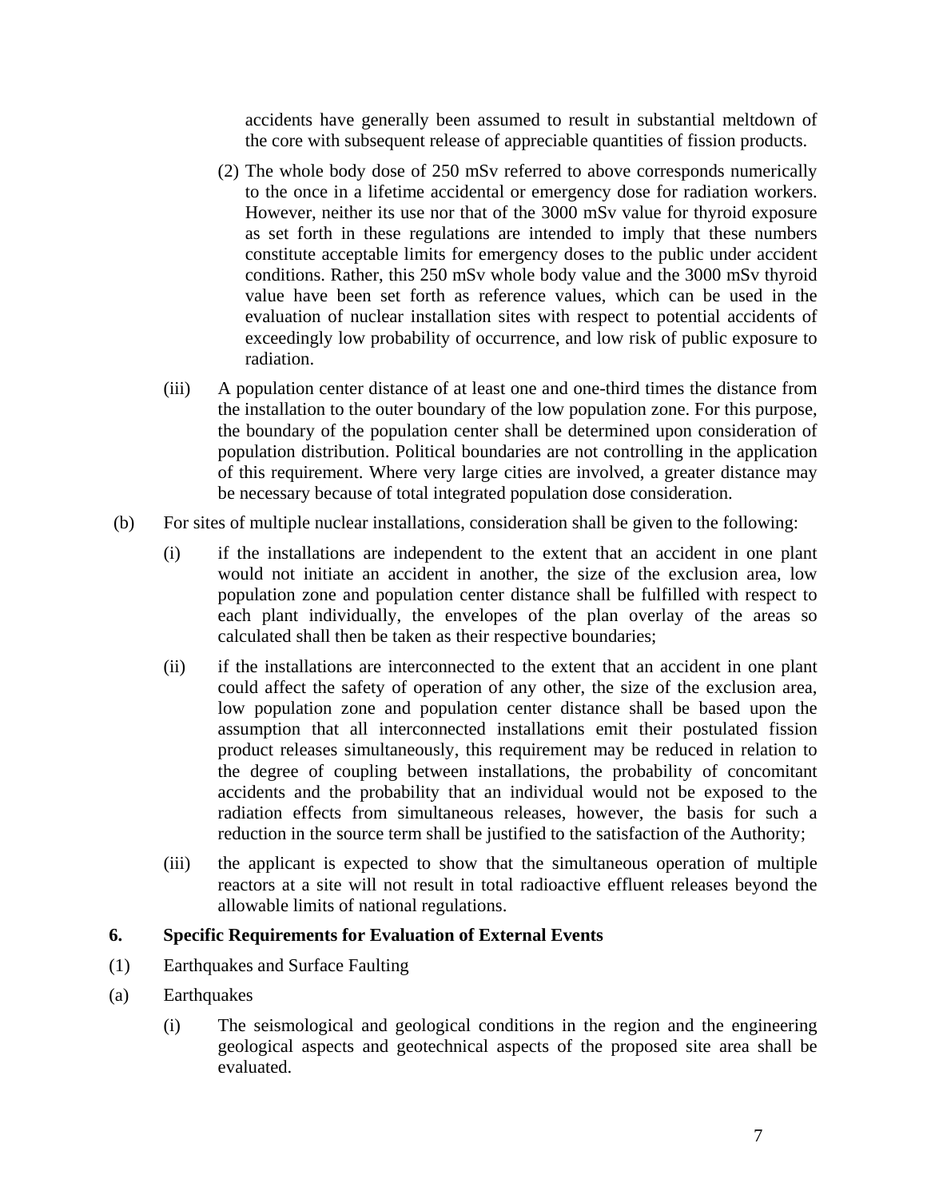accidents have generally been assumed to result in substantial meltdown of the core with subsequent release of appreciable quantities of fission products.

(2) The whole body dose of 250 mSv referred to above corresponds numerically to the once in a lifetime accidental or emergency dose for radiation workers. However, neither its use nor that of the 3000 mSv value for thyroid exposure as set forth in these regulations are intended to imply that these numbers constitute acceptable limits for emergency doses to the public under accident conditions. Rather, this 250 mSv whole body value and the 3000 mSv thyroid value have been set forth as reference values, which can be used in the evaluation of nuclear installation sites with respect to potential accidents of exceedingly low probability of occurrence, and low risk of public exposure to radiation.

(iii) A population center distance of at least one and one-third times the distance from the installation to the outer boundary of the low population zone. For this purpose, the boundary of the population center shall be determined upon consideration of population distribution. Political boundaries are not controlling in the application of this requirement. Where very large cities are involved, a greater distance may be necessary because of total integrated population dose consideration.

(b) For sites of multiple nuclear installations, consideration shall be given to the following:

(i) if the installations are independent to the extent that an accident in one plant would not initiate an accident in another, the size of the exclusion area, low population zone and population center distance shall be fulfilled with respect to each plant individually, the envelopes of the plan overlay of the areas so calculated shall then be taken as their respective boundaries;

(ii) if the installations are interconnected to the extent that an accident in one plant could affect the safety of operation of any other, the size of the exclusion area, low population zone and population center distance shall be based upon the assumption that all interconnected installations emit their postulated fission product releases simultaneously, this requirement may be reduced in relation to the degree of coupling between installations, the probability of concomitant accidents and the probability that an individual would not be exposed to the radiation effects from simultaneous releases, however, the basis for such a reduction in the source term shall be justified to the satisfaction of the Authority;

(iii) the applicant is expected to show that the simultaneous operation of multiple reactors at a site will not result in total radioactive effluent releases beyond the allowable limits of national regulations.

**6. Specific Requirements for Evaluation of External Events**

(1) Earthquakes and Surface Faulting

(a) Earthquakes

(i) The seismological and geological conditions in the region and the engineering geological aspects and geotechnical aspects of the proposed site area shall be evaluated.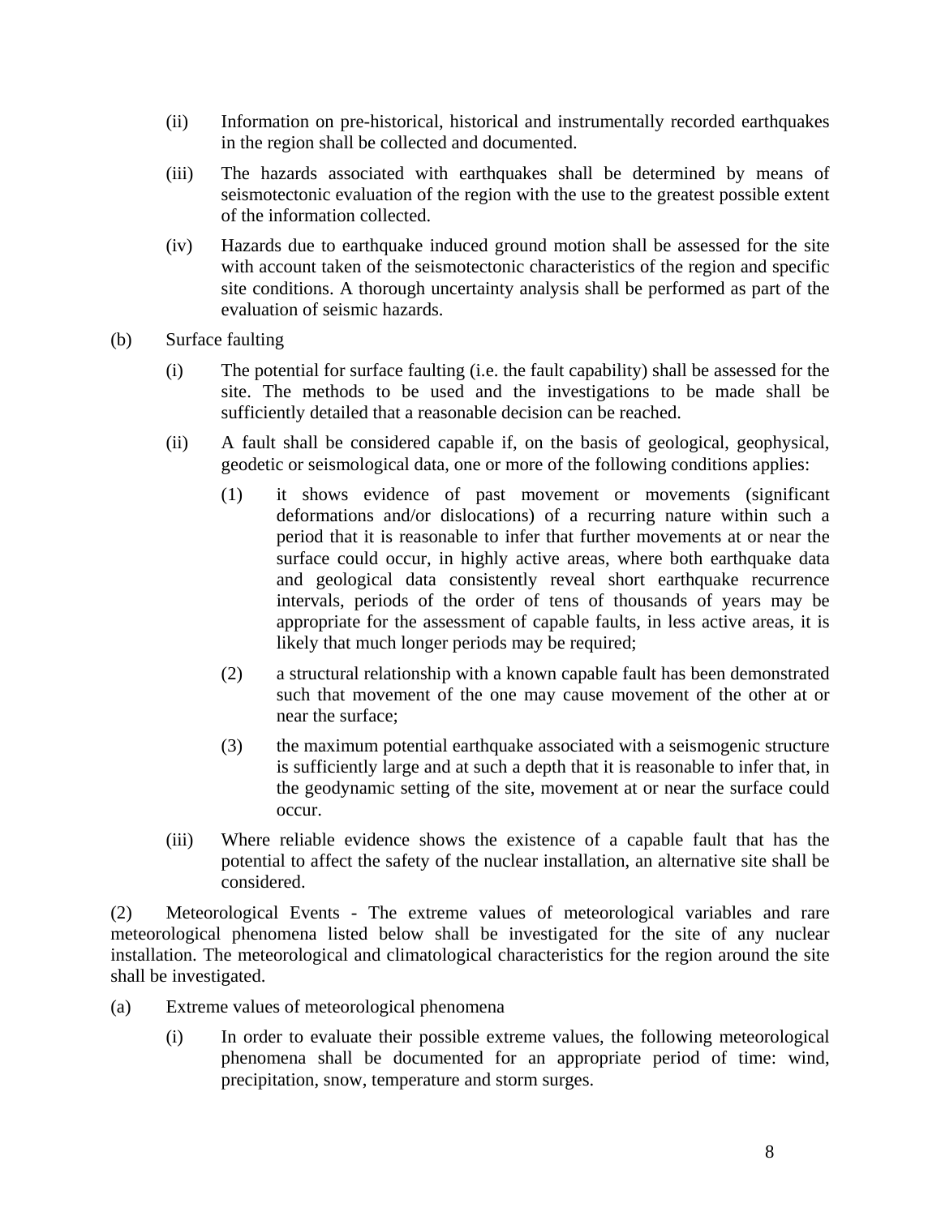(ii) Information on pre-historical, historical and instrumentally recorded earthquakes in the region shall be collected and documented.

(iii) The hazards associated with earthquakes shall be determined by means of seismotectonic evaluation of the region with the use to the greatest possible extent of the information collected.

(iv) Hazards due to earthquake induced ground motion shall be assessed for the site with account taken of the seismotectonic characteristics of the region and specific site conditions. A thorough uncertainty analysis shall be performed as part of the evaluation of seismic hazards.

(b) Surface faulting

(i) The potential for surface faulting (i.e. the fault capability) shall be assessed for the site. The methods to be used and the investigations to be made shall be sufficiently detailed that a reasonable decision can be reached.

(ii) A fault shall be considered capable if, on the basis of geological, geophysical, geodetic or seismological data, one or more of the following conditions applies:

(1) it shows evidence of past movement or movements (significant deformations and/or dislocations) of a recurring nature within such a period that it is reasonable to infer that further movements at or near the surface could occur, in highly active areas, where both earthquake data and geological data consistently reveal short earthquake recurrence intervals, periods of the order of tens of thousands of years may be appropriate for the assessment of capable faults, in less active areas, it is likely that much longer periods may be required;

(2) a structural relationship with a known capable fault has been demonstrated such that movement of the one may cause movement of the other at or near the surface;

(3) the maximum potential earthquake associated with a seismogenic structure is sufficiently large and at such a depth that it is reasonable to infer that, in the geodynamic setting of the site, movement at or near the surface could occur.

(iii) Where reliable evidence shows the existence of a capable fault that has the potential to affect the safety of the nuclear installation, an alternative site shall be considered.

(2) Meteorological Events - The extreme values of meteorological variables and rare meteorological phenomena listed below shall be investigated for the site of any nuclear installation. The meteorological and climatological characteristics for the region around the site shall be investigated.

(a) Extreme values of meteorological phenomena

(i) In order to evaluate their possible extreme values, the following meteorological phenomena shall be documented for an appropriate period of time: wind, precipitation, snow, temperature and storm surges.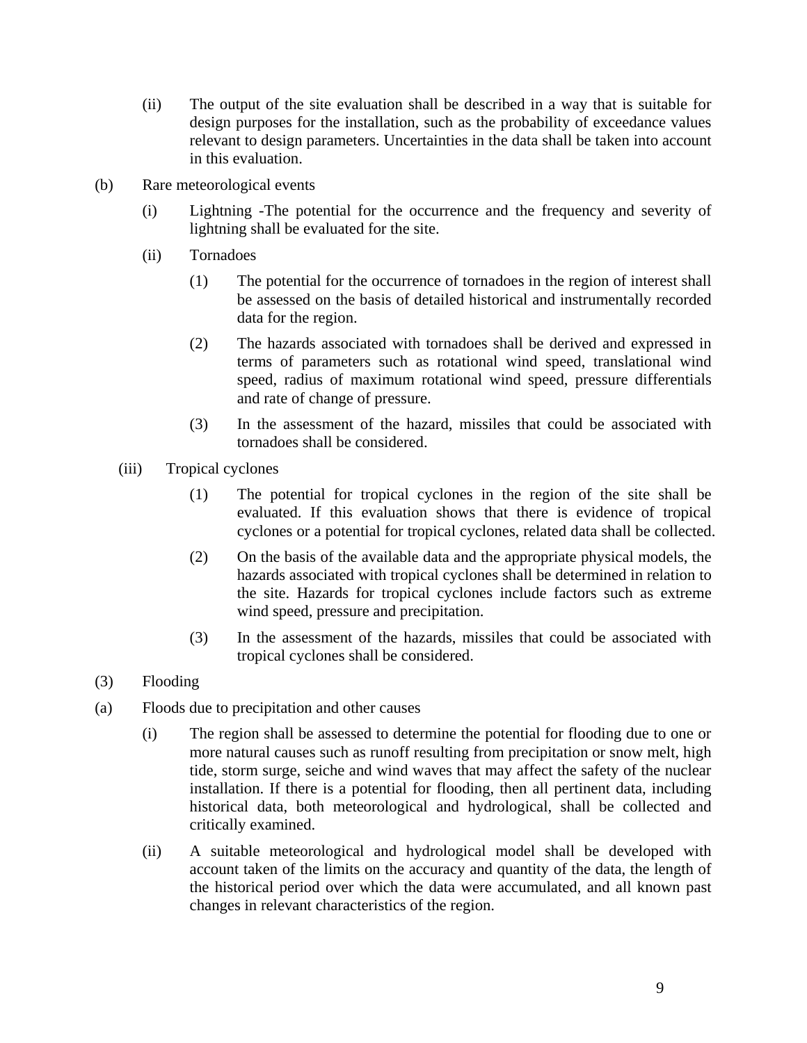(ii) The output of the site evaluation shall be described in a way that is suitable for design purposes for the installation, such as the probability of exceedance values relevant to design parameters. Uncertainties in the data shall be taken into account in this evaluation.

(b) Rare meteorological events

(i) Lightning -The potential for the occurrence and the frequency and severity of lightning shall be evaluated for the site.

(ii) Tornadoes

(1) The potential for the occurrence of tornadoes in the region of interest shall be assessed on the basis of detailed historical and instrumentally recorded data for the region.

(2) The hazards associated with tornadoes shall be derived and expressed in terms of parameters such as rotational wind speed, translational wind speed, radius of maximum rotational wind speed, pressure differentials and rate of change of pressure.

(3) In the assessment of the hazard, missiles that could be associated with tornadoes shall be considered.

(iii) Tropical cyclones

(1) The potential for tropical cyclones in the region of the site shall be evaluated. If this evaluation shows that there is evidence of tropical cyclones or a potential for tropical cyclones, related data shall be collected.

(2) On the basis of the available data and the appropriate physical models, the hazards associated with tropical cyclones shall be determined in relation to the site. Hazards for tropical cyclones include factors such as extreme wind speed, pressure and precipitation.

(3) In the assessment of the hazards, missiles that could be associated with tropical cyclones shall be considered.

(3) Flooding

(a) Floods due to precipitation and other causes

(i) The region shall be assessed to determine the potential for flooding due to one or more natural causes such as runoff resulting from precipitation or snow melt, high tide, storm surge, seiche and wind waves that may affect the safety of the nuclear installation. If there is a potential for flooding, then all pertinent data, including historical data, both meteorological and hydrological, shall be collected and critically examined.

(ii) A suitable meteorological and hydrological model shall be developed with account taken of the limits on the accuracy and quantity of the data, the length of the historical period over which the data were accumulated, and all known past changes in relevant characteristics of the region.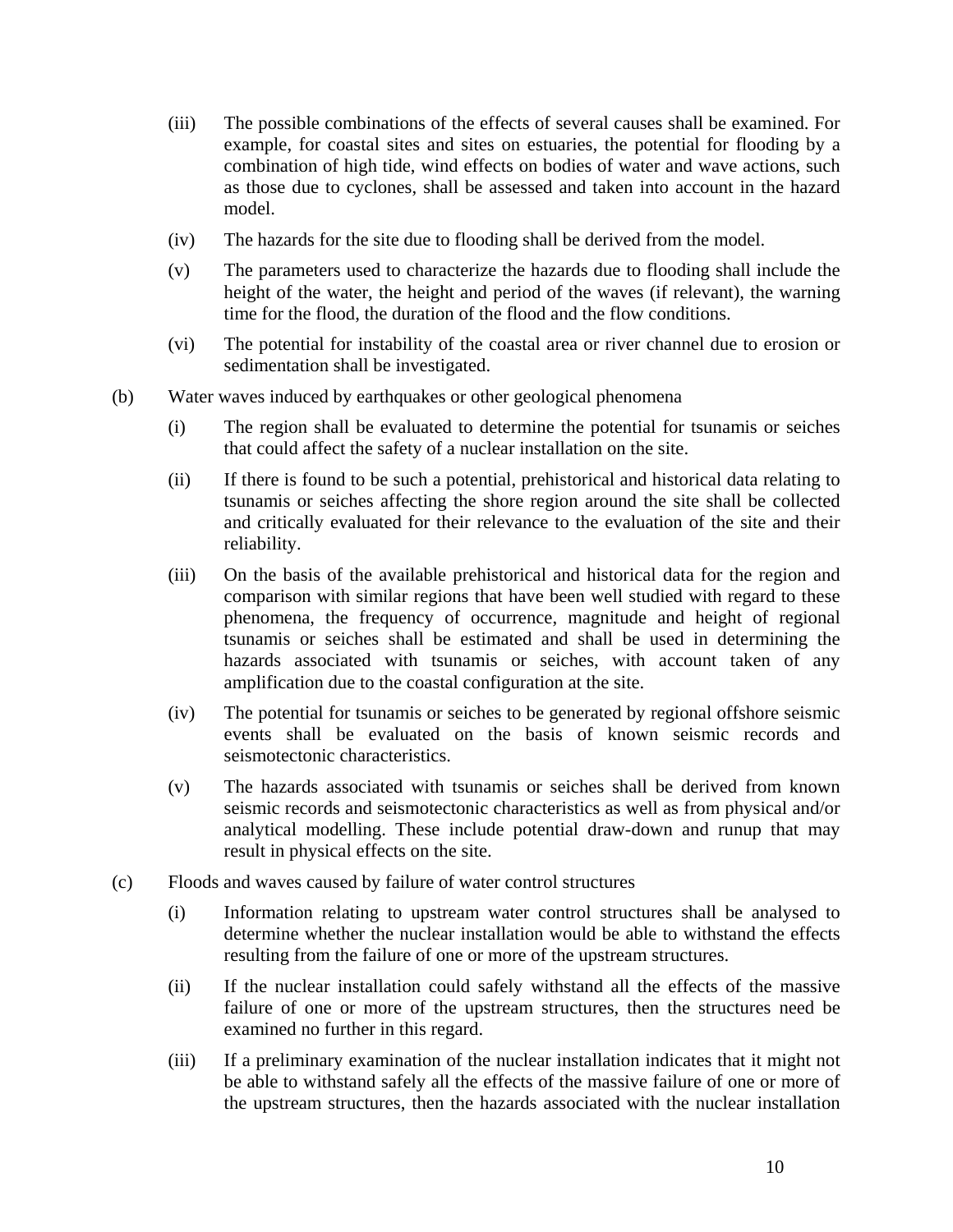(iii) The possible combinations of the effects of several causes shall be examined. For example, for coastal sites and sites on estuaries, the potential for flooding by a combination of high tide, wind effects on bodies of water and wave actions, such as those due to cyclones, shall be assessed and taken into account in the hazard model.

(iv) The hazards for the site due to flooding shall be derived from the model.

(v) The parameters used to characterize the hazards due to flooding shall include the height of the water, the height and period of the waves (if relevant), the warning time for the flood, the duration of the flood and the flow conditions.

(vi) The potential for instability of the coastal area or river channel due to erosion or sedimentation shall be investigated.

(b) Water waves induced by earthquakes or other geological phenomena

(i) The region shall be evaluated to determine the potential for tsunamis or seiches that could affect the safety of a nuclear installation on the site.

(ii) If there is found to be such a potential, prehistorical and historical data relating to tsunamis or seiches affecting the shore region around the site shall be collected and critically evaluated for their relevance to the evaluation of the site and their reliability.

(iii) On the basis of the available prehistorical and historical data for the region and comparison with similar regions that have been well studied with regard to these phenomena, the frequency of occurrence, magnitude and height of regional tsunamis or seiches shall be estimated and shall be used in determining the hazards associated with tsunamis or seiches, with account taken of any amplification due to the coastal configuration at the site.

(iv) The potential for tsunamis or seiches to be generated by regional offshore seismic events shall be evaluated on the basis of known seismic records and seismotectonic characteristics.

(v) The hazards associated with tsunamis or seiches shall be derived from known seismic records and seismotectonic characteristics as well as from physical and/or analytical modelling. These include potential draw-down and runup that may result in physical effects on the site.

(c) Floods and waves caused by failure of water control structures

(i) Information relating to upstream water control structures shall be analysed to determine whether the nuclear installation would be able to withstand the effects resulting from the failure of one or more of the upstream structures.

(ii) If the nuclear installation could safely withstand all the effects of the massive failure of one or more of the upstream structures, then the structures need be examined no further in this regard.

(iii) If a preliminary examination of the nuclear installation indicates that it might not be able to withstand safely all the effects of the massive failure of one or more of the upstream structures, then the hazards associated with the nuclear installation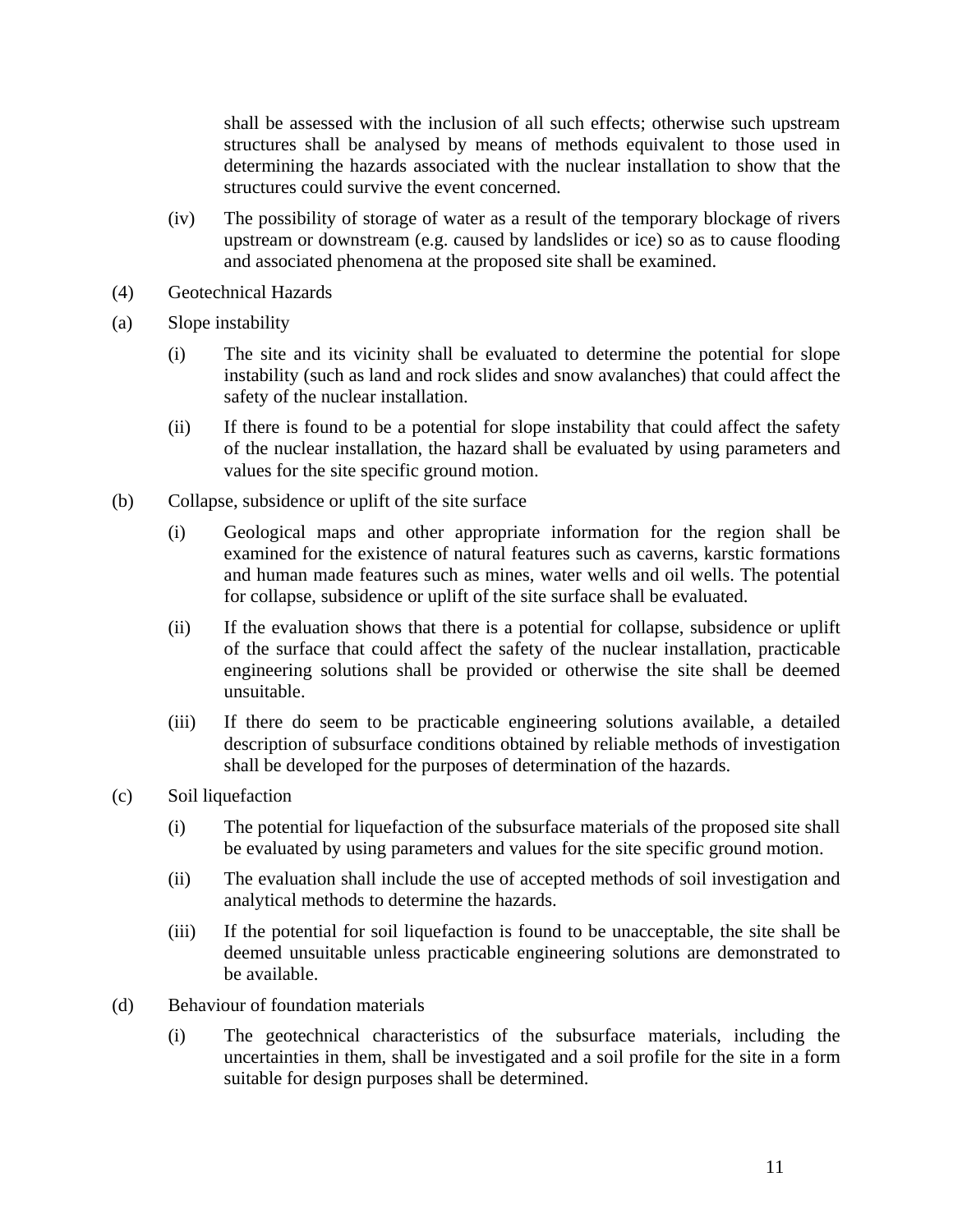shall be assessed with the inclusion of all such effects; otherwise such upstream structures shall be analysed by means of methods equivalent to those used in determining the hazards associated with the nuclear installation to show that the structures could survive the event concerned.

(iv) The possibility of storage of water as a result of the temporary blockage of rivers upstream or downstream (e.g. caused by landslides or ice) so as to cause flooding and associated phenomena at the proposed site shall be examined.

(4) Geotechnical Hazards

(a) Slope instability

(i) The site and its vicinity shall be evaluated to determine the potential for slope instability (such as land and rock slides and snow avalanches) that could affect the safety of the nuclear installation.

(ii) If there is found to be a potential for slope instability that could affect the safety of the nuclear installation, the hazard shall be evaluated by using parameters and values for the site specific ground motion.

(b) Collapse, subsidence or uplift of the site surface

(i) Geological maps and other appropriate information for the region shall be examined for the existence of natural features such as caverns, karstic formations and human made features such as mines, water wells and oil wells. The potential for collapse, subsidence or uplift of the site surface shall be evaluated.

(ii) If the evaluation shows that there is a potential for collapse, subsidence or uplift of the surface that could affect the safety of the nuclear installation, practicable engineering solutions shall be provided or otherwise the site shall be deemed unsuitable.

(iii) If there do seem to be practicable engineering solutions available, a detailed description of subsurface conditions obtained by reliable methods of investigation shall be developed for the purposes of determination of the hazards.

(c) Soil liquefaction

(i) The potential for liquefaction of the subsurface materials of the proposed site shall be evaluated by using parameters and values for the site specific ground motion.

(ii) The evaluation shall include the use of accepted methods of soil investigation and analytical methods to determine the hazards.

(iii) If the potential for soil liquefaction is found to be unacceptable, the site shall be deemed unsuitable unless practicable engineering solutions are demonstrated to be available.

(d) Behaviour of foundation materials

(i) The geotechnical characteristics of the subsurface materials, including the uncertainties in them, shall be investigated and a soil profile for the site in a form suitable for design purposes shall be determined.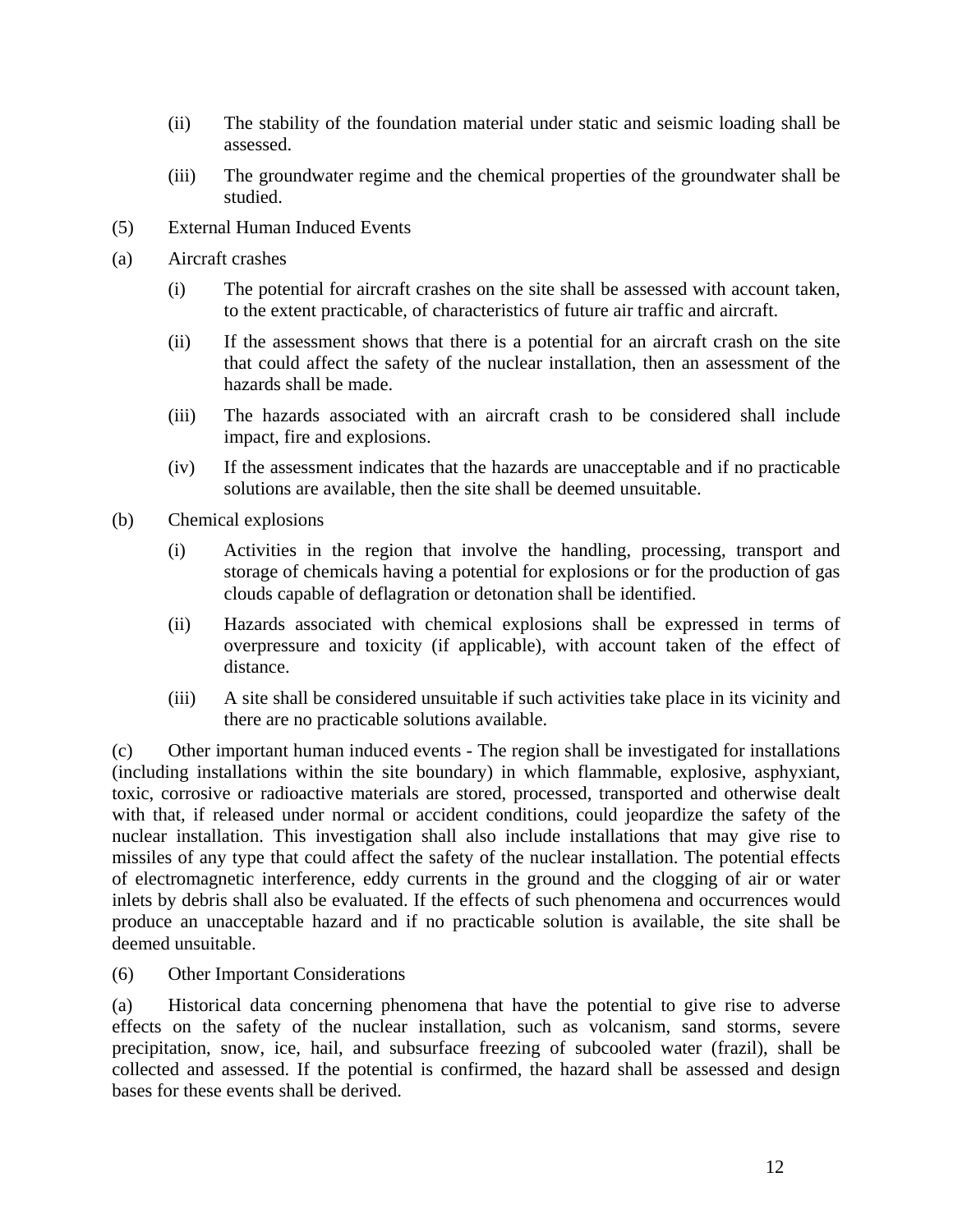(ii) The stability of the foundation material under static and seismic loading shall be assessed.

(iii) The groundwater regime and the chemical properties of the groundwater shall be studied.

(5) External Human Induced Events

(a) Aircraft crashes

(i) The potential for aircraft crashes on the site shall be assessed with account taken, to the extent practicable, of characteristics of future air traffic and aircraft.

(ii) If the assessment shows that there is a potential for an aircraft crash on the site that could affect the safety of the nuclear installation, then an assessment of the hazards shall be made.

(iii) The hazards associated with an aircraft crash to be considered shall include impact, fire and explosions.

(iv) If the assessment indicates that the hazards are unacceptable and if no practicable solutions are available, then the site shall be deemed unsuitable.

(b) Chemical explosions

(i) Activities in the region that involve the handling, processing, transport and storage of chemicals having a potential for explosions or for the production of gas clouds capable of deflagration or detonation shall be identified.

(ii) Hazards associated with chemical explosions shall be expressed in terms of overpressure and toxicity (if applicable), with account taken of the effect of distance.

(iii) A site shall be considered unsuitable if such activities take place in its vicinity and there are no practicable solutions available.

(c) Other important human induced events - The region shall be investigated for installations (including installations within the site boundary) in which flammable, explosive, asphyxiant, toxic, corrosive or radioactive materials are stored, processed, transported and otherwise dealt with that, if released under normal or accident conditions, could jeopardize the safety of the nuclear installation. This investigation shall also include installations that may give rise to missiles of any type that could affect the safety of the nuclear installation. The potential effects of electromagnetic interference, eddy currents in the ground and the clogging of air or water inlets by debris shall also be evaluated. If the effects of such phenomena and occurrences would produce an unacceptable hazard and if no practicable solution is available, the site shall be deemed unsuitable.

(6) Other Important Considerations

(a) Historical data concerning phenomena that have the potential to give rise to adverse effects on the safety of the nuclear installation, such as volcanism, sand storms, severe precipitation, snow, ice, hail, and subsurface freezing of subcooled water (frazil), shall be collected and assessed. If the potential is confirmed, the hazard shall be assessed and design bases for these events shall be derived.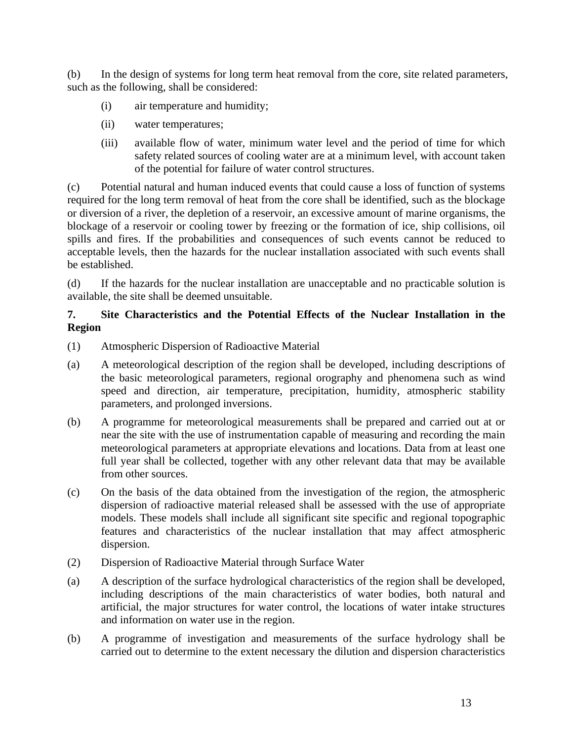(b) In the design of systems for long term heat removal from the core, site related parameters, such as the following, shall be considered:

- (i) air temperature and humidity;
- (ii) water temperatures;
- (iii) available flow of water, minimum water level and the period of time for which safety related sources of cooling water are at a minimum level, with account taken of the potential for failure of water control structures.

(c) Potential natural and human induced events that could cause a loss of function of systems required for the long term removal of heat from the core shall be identified, such as the blockage or diversion of a river, the depletion of a reservoir, an excessive amount of marine organisms, the blockage of a reservoir or cooling tower by freezing or the formation of ice, ship collisions, oil spills and fires. If the probabilities and consequences of such events cannot be reduced to acceptable levels, then the hazards for the nuclear installation associated with such events shall be established.

(d) If the hazards for the nuclear installation are unacceptable and no practicable solution is available, the site shall be deemed unsuitable.

**7. Site Characteristics and the Potential Effects of the Nuclear Installation in the Region**

(1) Atmospheric Dispersion of Radioactive Material

(a) A meteorological description of the region shall be developed, including descriptions of the basic meteorological parameters, regional orography and phenomena such as wind speed and direction, air temperature, precipitation, humidity, atmospheric stability parameters, and prolonged inversions.

(b) A programme for meteorological measurements shall be prepared and carried out at or near the site with the use of instrumentation capable of measuring and recording the main meteorological parameters at appropriate elevations and locations. Data from at least one full year shall be collected, together with any other relevant data that may be available from other sources.

(c) On the basis of the data obtained from the investigation of the region, the atmospheric dispersion of radioactive material released shall be assessed with the use of appropriate models. These models shall include all significant site specific and regional topographic features and characteristics of the nuclear installation that may affect atmospheric dispersion.

(2) Dispersion of Radioactive Material through Surface Water

(a) A description of the surface hydrological characteristics of the region shall be developed, including descriptions of the main characteristics of water bodies, both natural and artificial, the major structures for water control, the locations of water intake structures and information on water use in the region.

(b) A programme of investigation and measurements of the surface hydrology shall be carried out to determine to the extent necessary the dilution and dispersion characteristics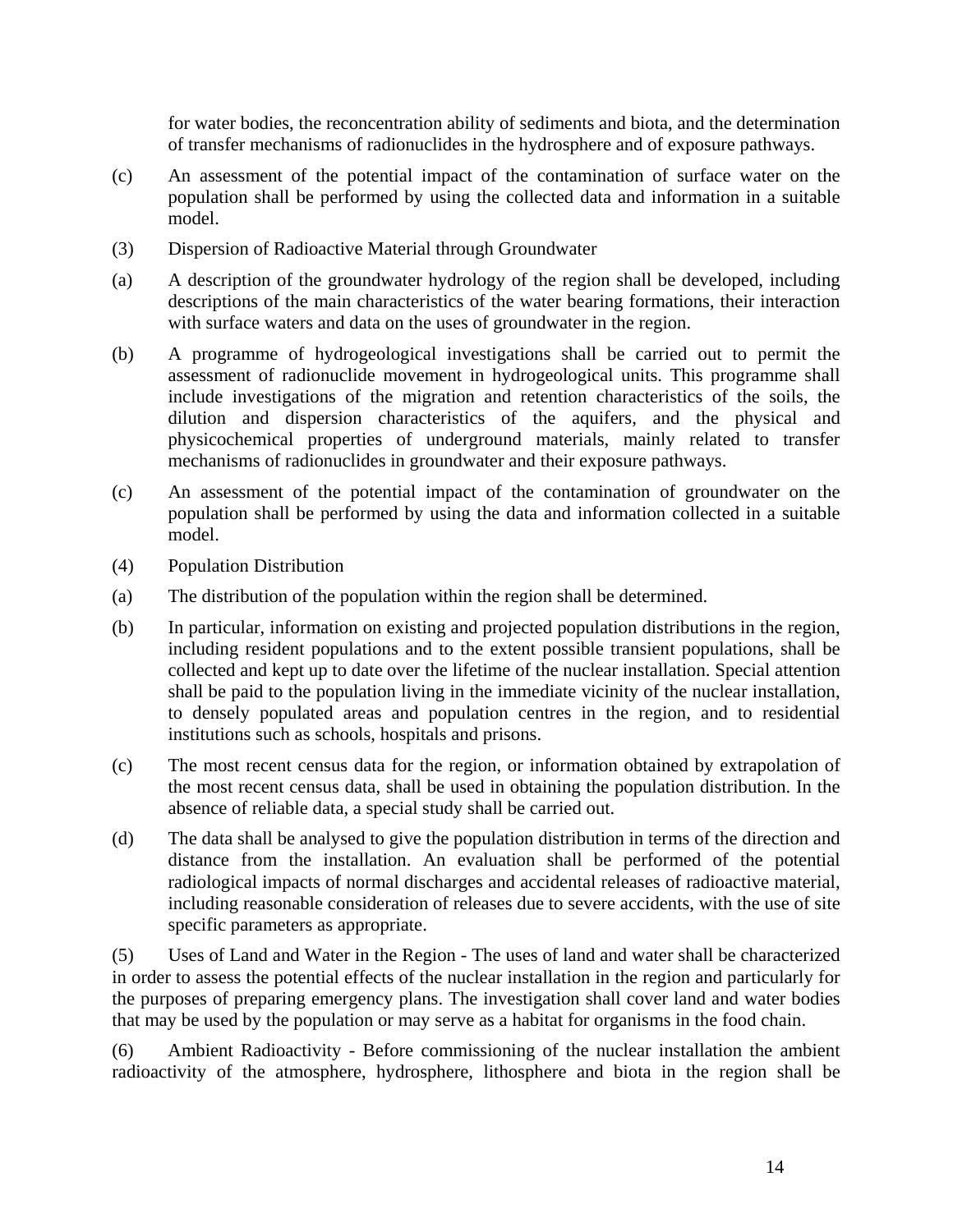for water bodies, the reconcentration ability of sediments and biota, and the determination of transfer mechanisms of radionuclides in the hydrosphere and of exposure pathways.

(c) An assessment of the potential impact of the contamination of surface water on the population shall be performed by using the collected data and information in a suitable model.

(3) Dispersion of Radioactive Material through Groundwater

(a) A description of the groundwater hydrology of the region shall be developed, including descriptions of the main characteristics of the water bearing formations, their interaction with surface waters and data on the uses of groundwater in the region.

(b) A programme of hydrogeological investigations shall be carried out to permit the assessment of radionuclide movement in hydrogeological units. This programme shall include investigations of the migration and retention characteristics of the soils, the dilution and dispersion characteristics of the aquifers, and the physical and physicochemical properties of underground materials, mainly related to transfer mechanisms of radionuclides in groundwater and their exposure pathways.

(c) An assessment of the potential impact of the contamination of groundwater on the population shall be performed by using the data and information collected in a suitable model.

(4) Population Distribution

(a) The distribution of the population within the region shall be determined.

(b) In particular, information on existing and projected population distributions in the region, including resident populations and to the extent possible transient populations, shall be collected and kept up to date over the lifetime of the nuclear installation. Special attention shall be paid to the population living in the immediate vicinity of the nuclear installation, to densely populated areas and population centres in the region, and to residential institutions such as schools, hospitals and prisons.

(c) The most recent census data for the region, or information obtained by extrapolation of the most recent census data, shall be used in obtaining the population distribution. In the absence of reliable data, a special study shall be carried out.

(d) The data shall be analysed to give the population distribution in terms of the direction and distance from the installation. An evaluation shall be performed of the potential radiological impacts of normal discharges and accidental releases of radioactive material, including reasonable consideration of releases due to severe accidents, with the use of site specific parameters as appropriate.

(5) Uses of Land and Water in the Region - The uses of land and water shall be characterized in order to assess the potential effects of the nuclear installation in the region and particularly for the purposes of preparing emergency plans. The investigation shall cover land and water bodies that may be used by the population or may serve as a habitat for organisms in the food chain.

(6) Ambient Radioactivity - Before commissioning of the nuclear installation the ambient radioactivity of the atmosphere, hydrosphere, lithosphere and biota in the region shall be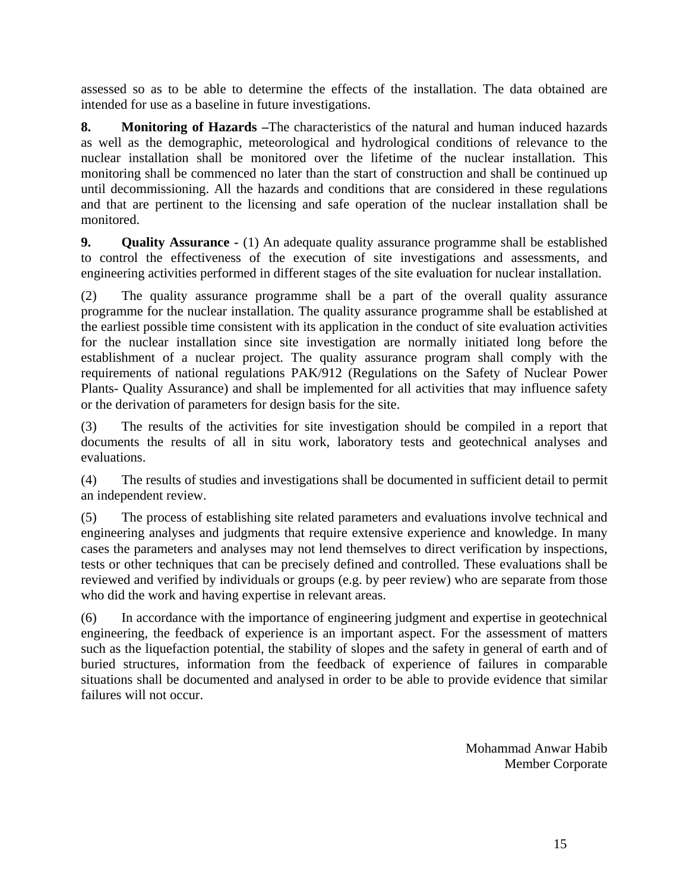assessed so as to be able to determine the effects of the installation. The data obtained are intended for use as a baseline in future investigations.

**8. Monitoring of Hazards –**The characteristics of the natural and human induced hazards as well as the demographic, meteorological and hydrological conditions of relevance to the nuclear installation shall be monitored over the lifetime of the nuclear installation. This monitoring shall be commenced no later than the start of construction and shall be continued up until decommissioning. All the hazards and conditions that are considered in these regulations and that are pertinent to the licensing and safe operation of the nuclear installation shall be monitored.

**9. Quality Assurance -** (1) An adequate quality assurance programme shall be established to control the effectiveness of the execution of site investigations and assessments, and engineering activities performed in different stages of the site evaluation for nuclear installation.

(2) The quality assurance programme shall be a part of the overall quality assurance programme for the nuclear installation. The quality assurance programme shall be established at the earliest possible time consistent with its application in the conduct of site evaluation activities for the nuclear installation since site investigation are normally initiated long before the establishment of a nuclear project. The quality assurance program shall comply with the requirements of national regulations PAK/912 (Regulations on the Safety of Nuclear Power Plants- Quality Assurance) and shall be implemented for all activities that may influence safety or the derivation of parameters for design basis for the site.

(3) The results of the activities for site investigation should be compiled in a report that documents the results of all in situ work, laboratory tests and geotechnical analyses and evaluations.

(4) The results of studies and investigations shall be documented in sufficient detail to permit an independent review.

(5) The process of establishing site related parameters and evaluations involve technical and engineering analyses and judgments that require extensive experience and knowledge. In many cases the parameters and analyses may not lend themselves to direct verification by inspections, tests or other techniques that can be precisely defined and controlled. These evaluations shall be reviewed and verified by individuals or groups (e.g. by peer review) who are separate from those who did the work and having expertise in relevant areas.

(6) In accordance with the importance of engineering judgment and expertise in geotechnical engineering, the feedback of experience is an important aspect. For the assessment of matters such as the liquefaction potential, the stability of slopes and the safety in general of earth and of buried structures, information from the feedback of experience of failures in comparable situations shall be documented and analysed in order to be able to provide evidence that similar failures will not occur.

Mohammad Anwar Habib
Member Corporate